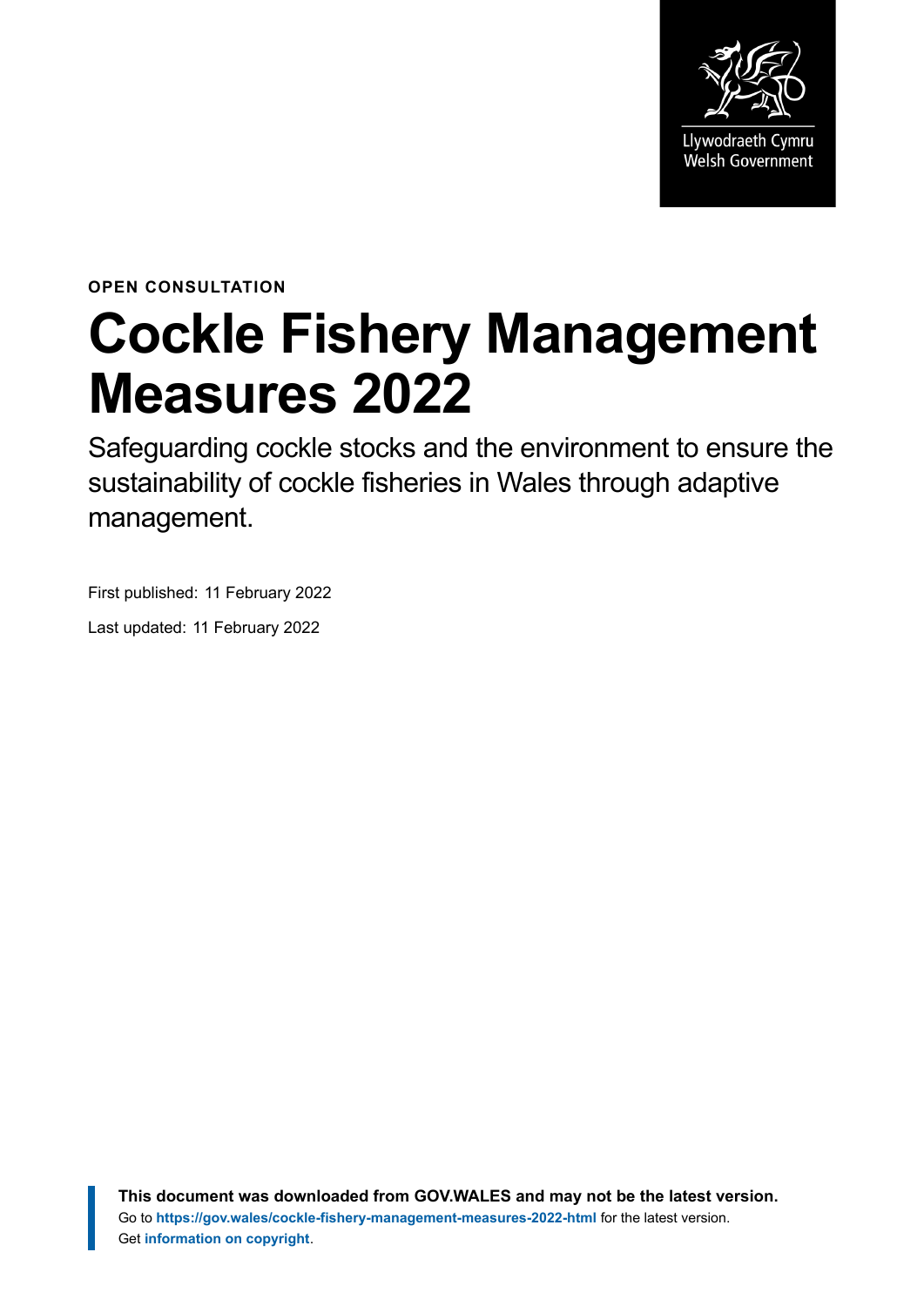Llywodraeth Cymru
Welsh Government

**OPEN CONSULTATION**

# Cockle Fishery Management Measures 2022

Safeguarding cockle stocks and the environment to ensure the sustainability of cockle fisheries in Wales through adaptive management.

First published: 11 February 2022

Last updated: 11 February 2022

**This document was downloaded from GOV.WALES and may not be the latest version.**
Go to **https://gov.wales/cockle-fishery-management-measures-2022-html** for the latest version.
Get **information on copyright**.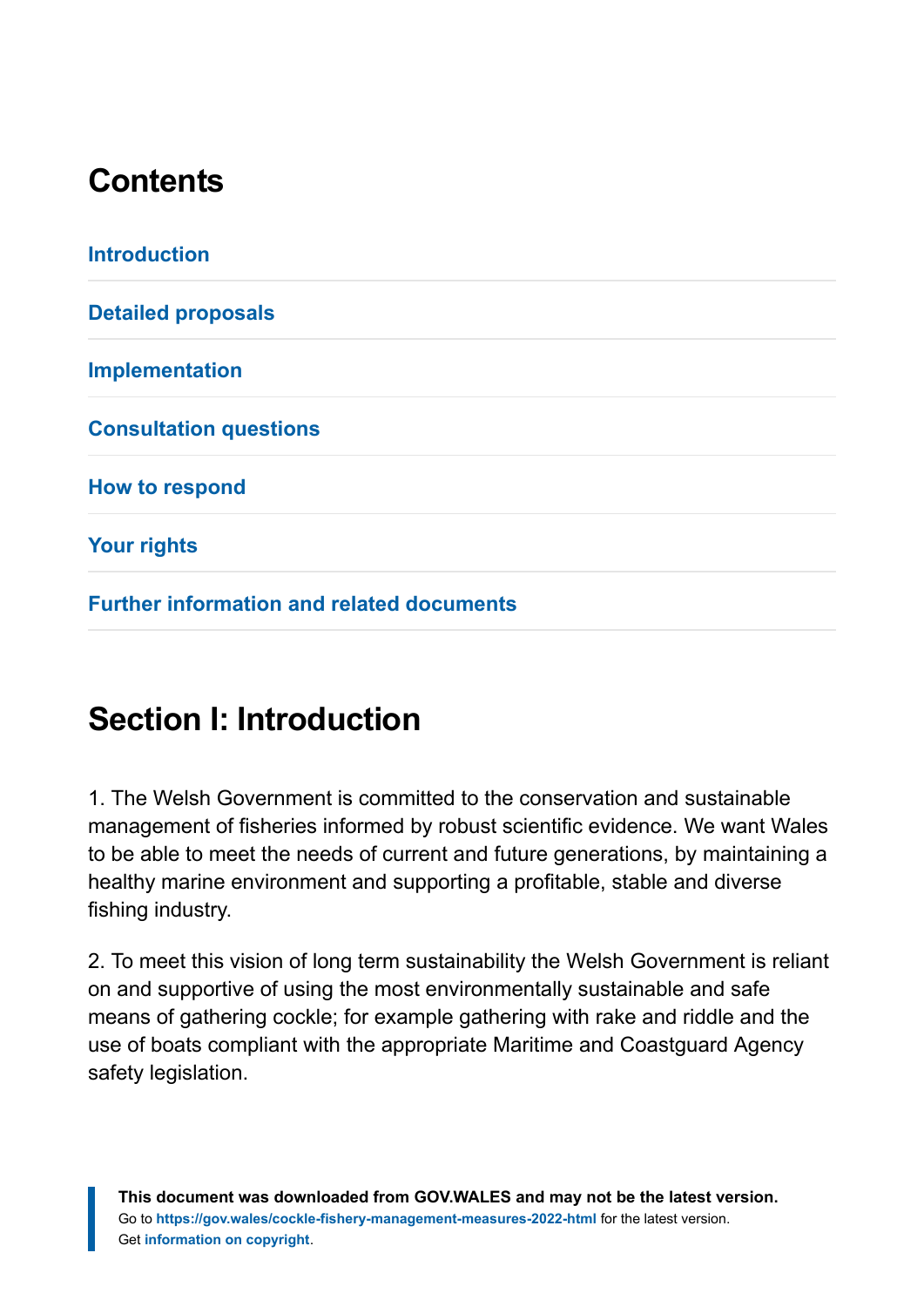## Contents

Introduction

Detailed proposals

Implementation

Consultation questions

How to respond

Your rights

Further information and related documents

## Section I: Introduction

1. The Welsh Government is committed to the conservation and sustainable management of fisheries informed by robust scientific evidence. We want Wales to be able to meet the needs of current and future generations, by maintaining a healthy marine environment and supporting a profitable, stable and diverse fishing industry.

2. To meet this vision of long term sustainability the Welsh Government is reliant on and supportive of using the most environmentally sustainable and safe means of gathering cockle; for example gathering with rake and riddle and the use of boats compliant with the appropriate Maritime and Coastguard Agency safety legislation.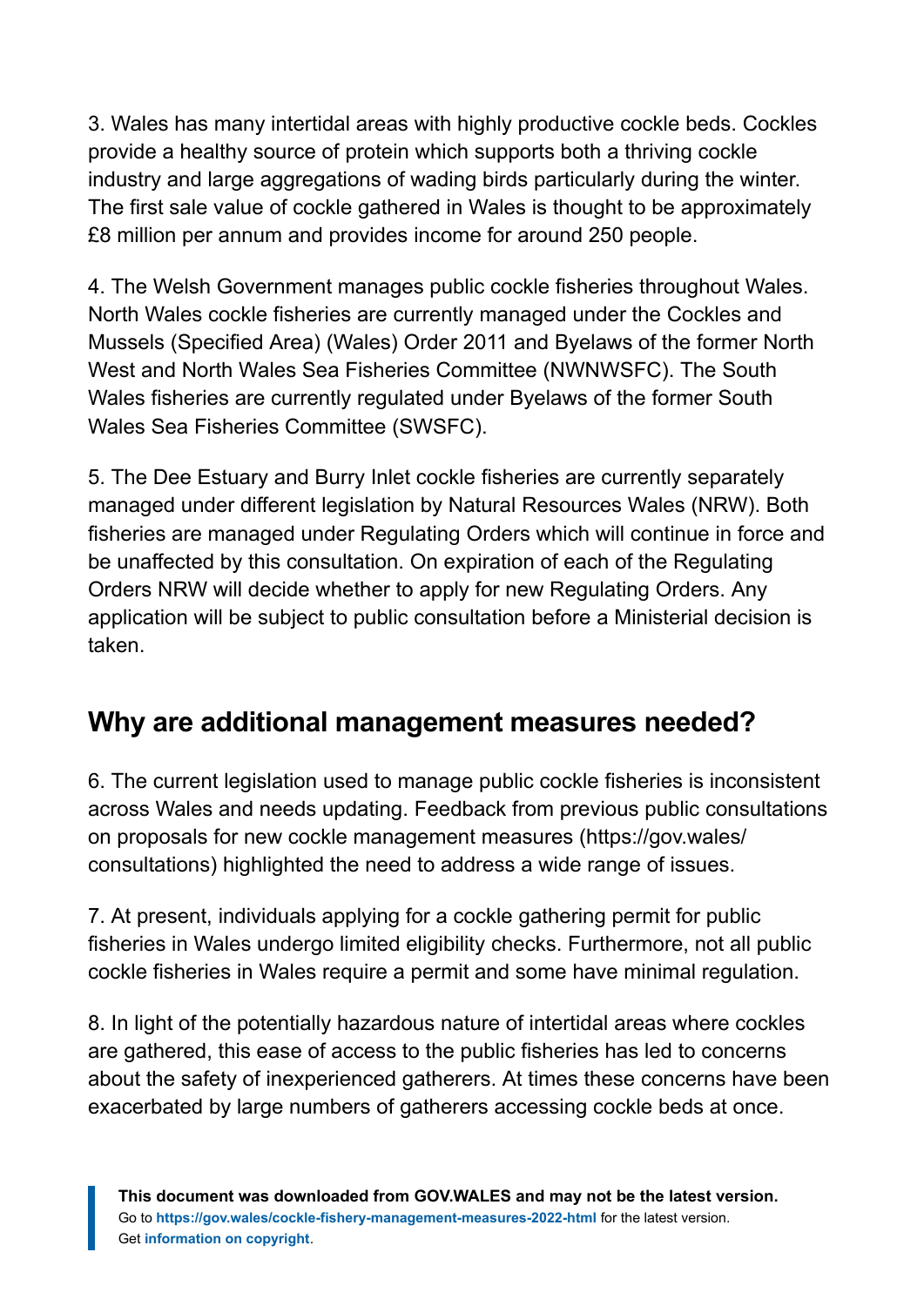3. Wales has many intertidal areas with highly productive cockle beds. Cockles provide a healthy source of protein which supports both a thriving cockle industry and large aggregations of wading birds particularly during the winter. The first sale value of cockle gathered in Wales is thought to be approximately £8 million per annum and provides income for around 250 people.

4. The Welsh Government manages public cockle fisheries throughout Wales. North Wales cockle fisheries are currently managed under the Cockles and Mussels (Specified Area) (Wales) Order 2011 and Byelaws of the former North West and North Wales Sea Fisheries Committee (NWNWSFC). The South Wales fisheries are currently regulated under Byelaws of the former South Wales Sea Fisheries Committee (SWSFC).

5. The Dee Estuary and Burry Inlet cockle fisheries are currently separately managed under different legislation by Natural Resources Wales (NRW). Both fisheries are managed under Regulating Orders which will continue in force and be unaffected by this consultation. On expiration of each of the Regulating Orders NRW will decide whether to apply for new Regulating Orders. Any application will be subject to public consultation before a Ministerial decision is taken.

## Why are additional management measures needed?

6. The current legislation used to manage public cockle fisheries is inconsistent across Wales and needs updating. Feedback from previous public consultations on proposals for new cockle management measures (https://gov.wales/consultations) highlighted the need to address a wide range of issues.

7. At present, individuals applying for a cockle gathering permit for public fisheries in Wales undergo limited eligibility checks. Furthermore, not all public cockle fisheries in Wales require a permit and some have minimal regulation.

8. In light of the potentially hazardous nature of intertidal areas where cockles are gathered, this ease of access to the public fisheries has led to concerns about the safety of inexperienced gatherers. At times these concerns have been exacerbated by large numbers of gatherers accessing cockle beds at once.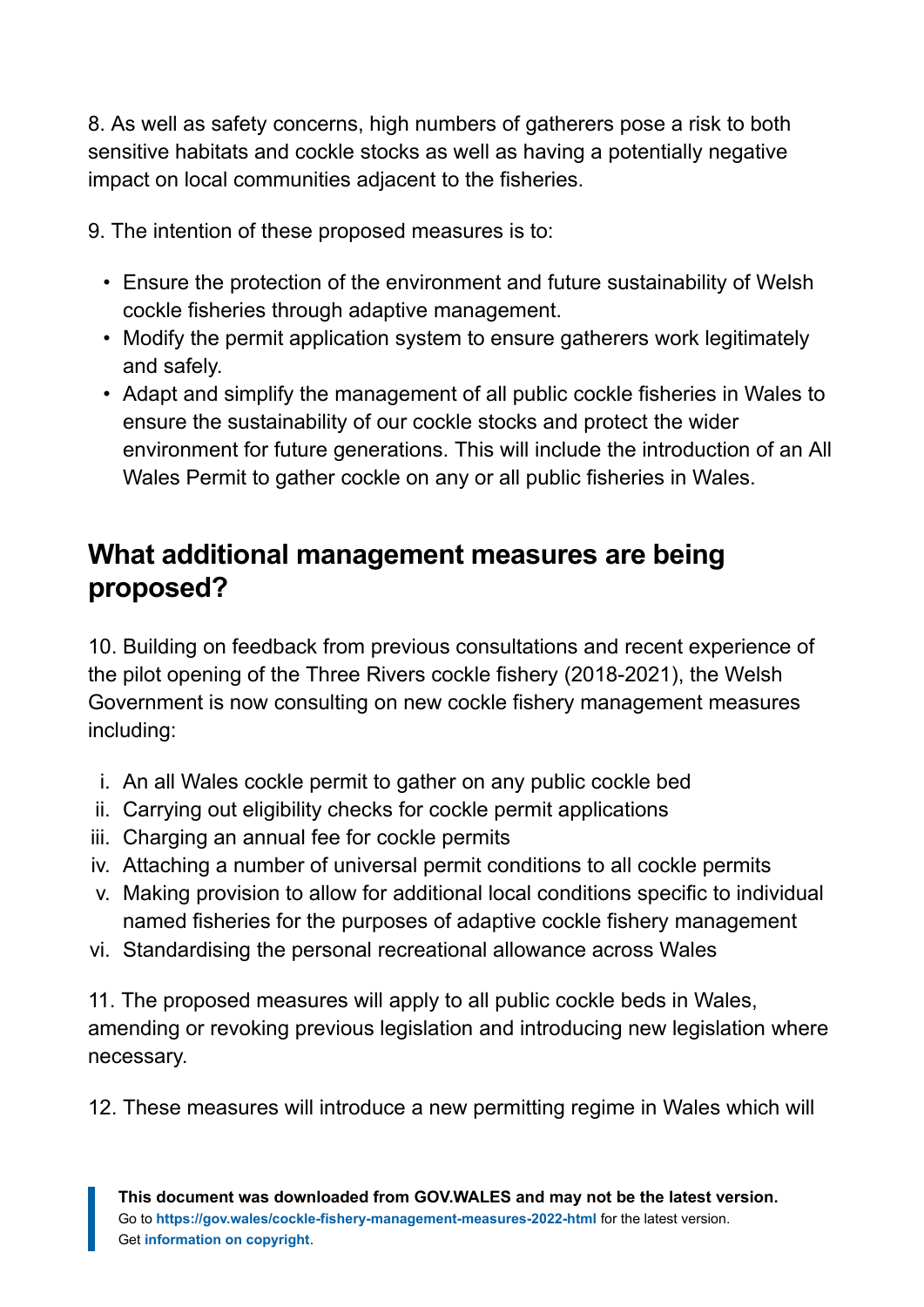8. As well as safety concerns, high numbers of gatherers pose a risk to both sensitive habitats and cockle stocks as well as having a potentially negative impact on local communities adjacent to the fisheries.

9. The intention of these proposed measures is to:

- Ensure the protection of the environment and future sustainability of Welsh cockle fisheries through adaptive management.
- Modify the permit application system to ensure gatherers work legitimately and safely.
- Adapt and simplify the management of all public cockle fisheries in Wales to ensure the sustainability of our cockle stocks and protect the wider environment for future generations. This will include the introduction of an All Wales Permit to gather cockle on any or all public fisheries in Wales.

## What additional management measures are being proposed?

10. Building on feedback from previous consultations and recent experience of the pilot opening of the Three Rivers cockle fishery (2018-2021), the Welsh Government is now consulting on new cockle fishery management measures including:

i. An all Wales cockle permit to gather on any public cockle bed
ii. Carrying out eligibility checks for cockle permit applications
iii. Charging an annual fee for cockle permits
iv. Attaching a number of universal permit conditions to all cockle permits
v. Making provision to allow for additional local conditions specific to individual named fisheries for the purposes of adaptive cockle fishery management
vi. Standardising the personal recreational allowance across Wales

11. The proposed measures will apply to all public cockle beds in Wales, amending or revoking previous legislation and introducing new legislation where necessary.

12. These measures will introduce a new permitting regime in Wales which will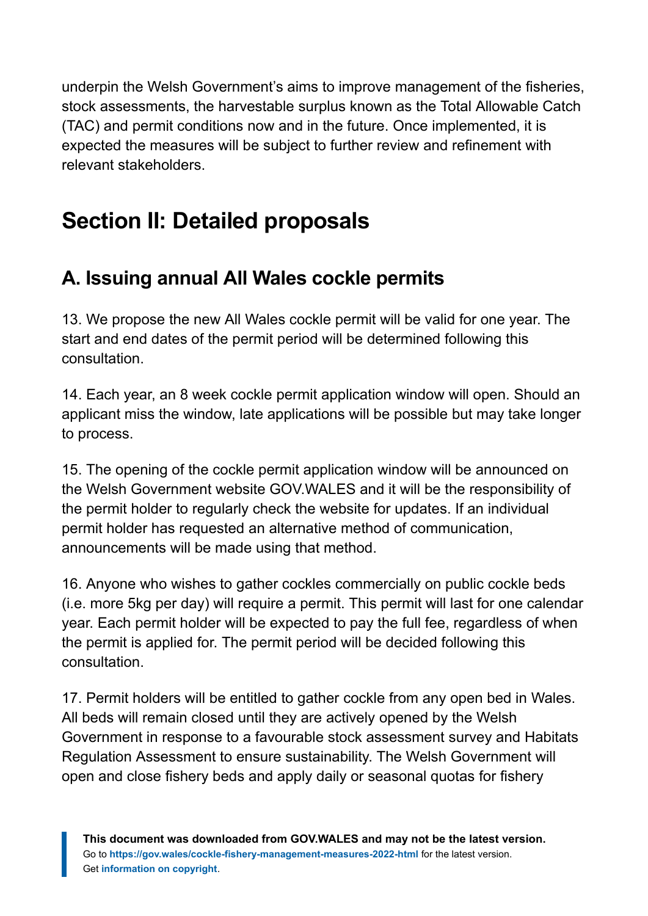underpin the Welsh Government's aims to improve management of the fisheries, stock assessments, the harvestable surplus known as the Total Allowable Catch (TAC) and permit conditions now and in the future. Once implemented, it is expected the measures will be subject to further review and refinement with relevant stakeholders.

## Section II: Detailed proposals

### A. Issuing annual All Wales cockle permits

13. We propose the new All Wales cockle permit will be valid for one year. The start and end dates of the permit period will be determined following this consultation.

14. Each year, an 8 week cockle permit application window will open. Should an applicant miss the window, late applications will be possible but may take longer to process.

15. The opening of the cockle permit application window will be announced on the Welsh Government website GOV.WALES and it will be the responsibility of the permit holder to regularly check the website for updates. If an individual permit holder has requested an alternative method of communication, announcements will be made using that method.

16. Anyone who wishes to gather cockles commercially on public cockle beds (i.e. more 5kg per day) will require a permit. This permit will last for one calendar year. Each permit holder will be expected to pay the full fee, regardless of when the permit is applied for. The permit period will be decided following this consultation.

17. Permit holders will be entitled to gather cockle from any open bed in Wales. All beds will remain closed until they are actively opened by the Welsh Government in response to a favourable stock assessment survey and Habitats Regulation Assessment to ensure sustainability. The Welsh Government will open and close fishery beds and apply daily or seasonal quotas for fishery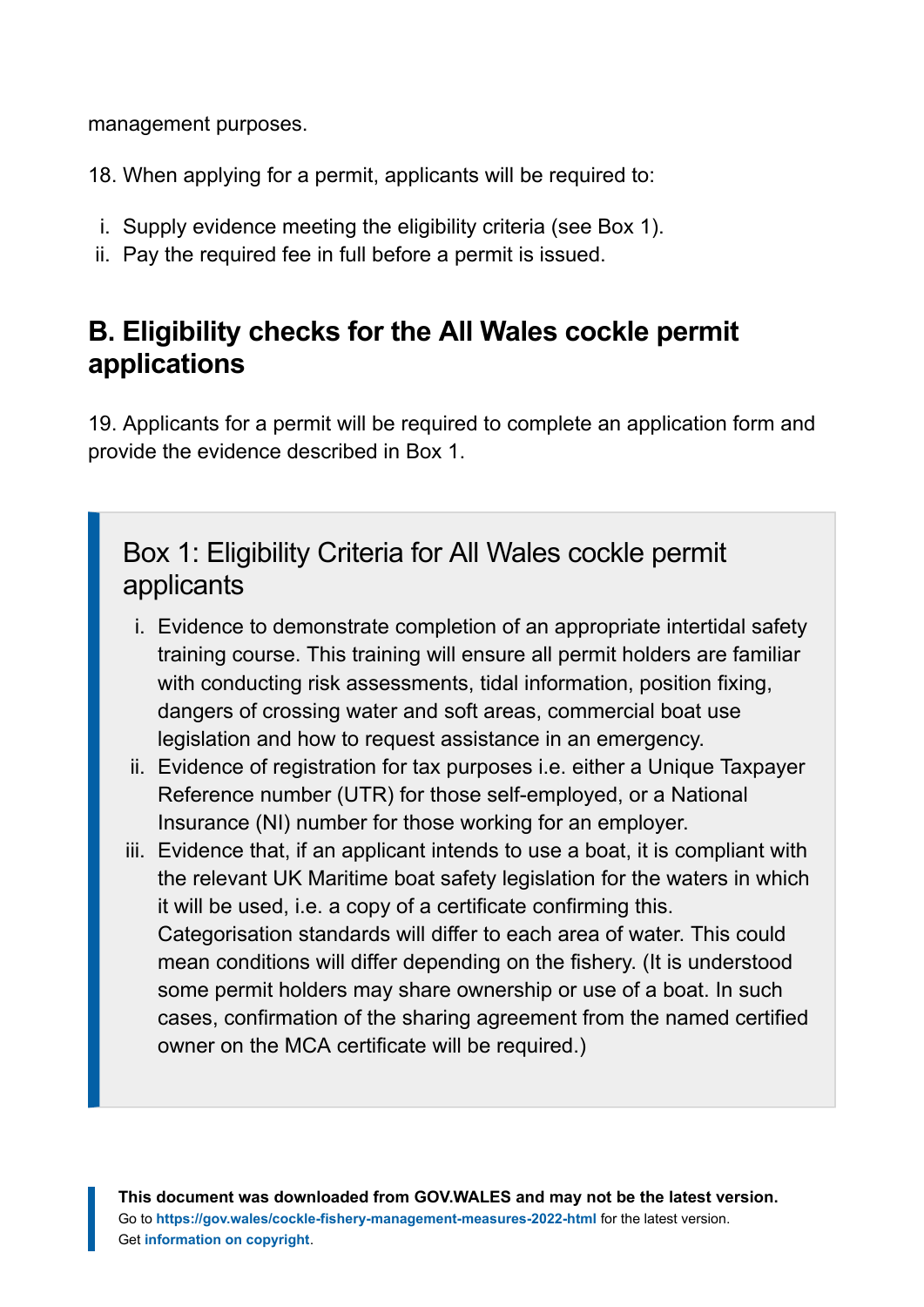management purposes.

18. When applying for a permit, applicants will be required to:

  i. Supply evidence meeting the eligibility criteria (see Box 1).
  ii. Pay the required fee in full before a permit is issued.

## B. Eligibility checks for the All Wales cockle permit applications

19. Applicants for a permit will be required to complete an application form and provide the evidence described in Box 1.

> ### Box 1: Eligibility Criteria for All Wales cockle permit applicants
>
> i. Evidence to demonstrate completion of an appropriate intertidal safety training course. This training will ensure all permit holders are familiar with conducting risk assessments, tidal information, position fixing, dangers of crossing water and soft areas, commercial boat use legislation and how to request assistance in an emergency.
>
> ii. Evidence of registration for tax purposes i.e. either a Unique Taxpayer Reference number (UTR) for those self-employed, or a National Insurance (NI) number for those working for an employer.
>
> iii. Evidence that, if an applicant intends to use a boat, it is compliant with the relevant UK Maritime boat safety legislation for the waters in which it will be used, i.e. a copy of a certificate confirming this. Categorisation standards will differ to each area of water. This could mean conditions will differ depending on the fishery. (It is understood some permit holders may share ownership or use of a boat. In such cases, confirmation of the sharing agreement from the named certified owner on the MCA certificate will be required.)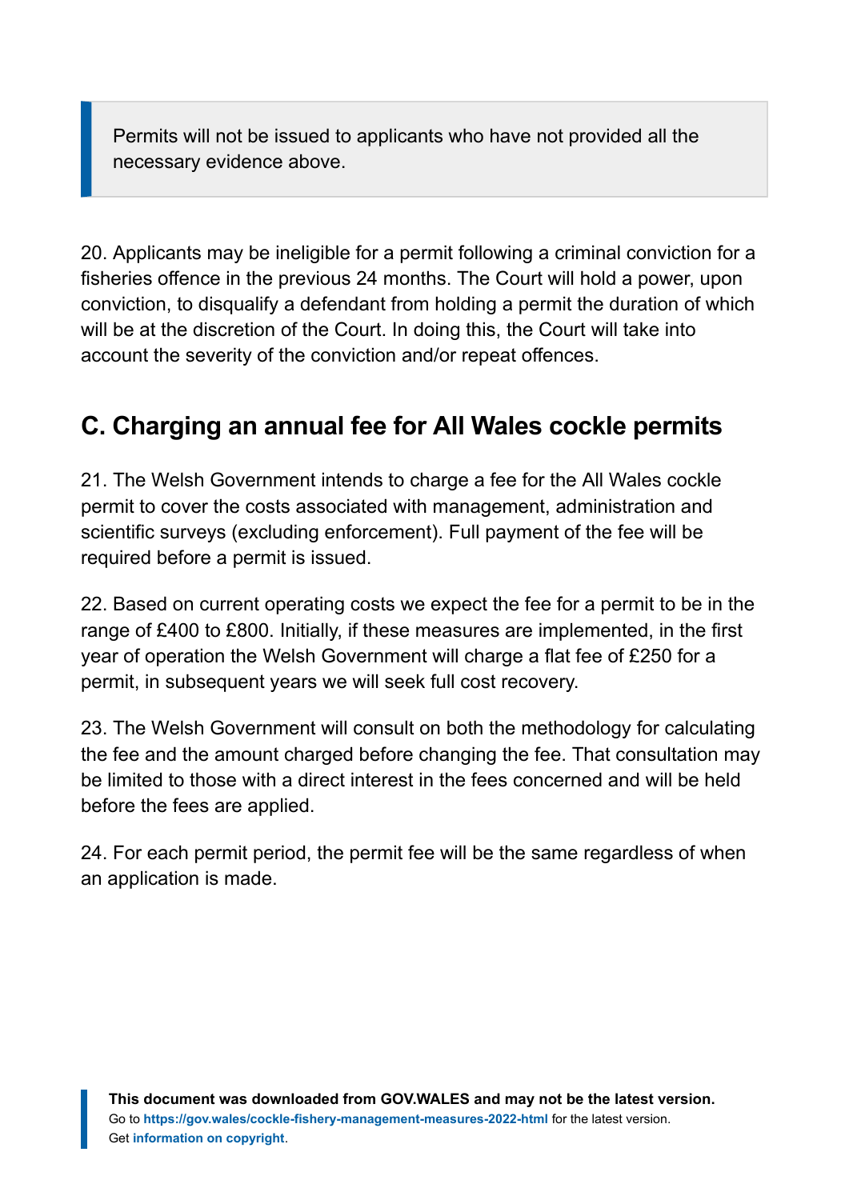> Permits will not be issued to applicants who have not provided all the necessary evidence above.

20. Applicants may be ineligible for a permit following a criminal conviction for a fisheries offence in the previous 24 months. The Court will hold a power, upon conviction, to disqualify a defendant from holding a permit the duration of which will be at the discretion of the Court. In doing this, the Court will take into account the severity of the conviction and/or repeat offences.

## C. Charging an annual fee for All Wales cockle permits

21. The Welsh Government intends to charge a fee for the All Wales cockle permit to cover the costs associated with management, administration and scientific surveys (excluding enforcement). Full payment of the fee will be required before a permit is issued.

22. Based on current operating costs we expect the fee for a permit to be in the range of £400 to £800. Initially, if these measures are implemented, in the first year of operation the Welsh Government will charge a flat fee of £250 for a permit, in subsequent years we will seek full cost recovery.

23. The Welsh Government will consult on both the methodology for calculating the fee and the amount charged before changing the fee. That consultation may be limited to those with a direct interest in the fees concerned and will be held before the fees are applied.

24. For each permit period, the permit fee will be the same regardless of when an application is made.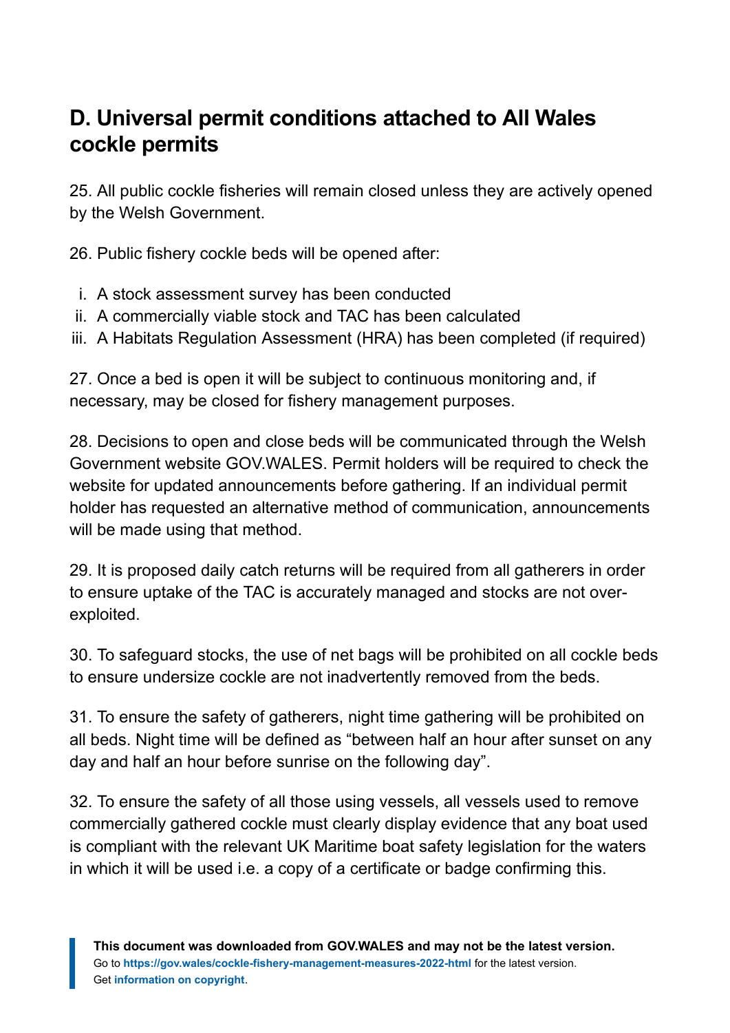## D. Universal permit conditions attached to All Wales cockle permits

25. All public cockle fisheries will remain closed unless they are actively opened by the Welsh Government.

26. Public fishery cockle beds will be opened after:

i. A stock assessment survey has been conducted
ii. A commercially viable stock and TAC has been calculated
iii. A Habitats Regulation Assessment (HRA) has been completed (if required)

27. Once a bed is open it will be subject to continuous monitoring and, if necessary, may be closed for fishery management purposes.

28. Decisions to open and close beds will be communicated through the Welsh Government website GOV.WALES. Permit holders will be required to check the website for updated announcements before gathering. If an individual permit holder has requested an alternative method of communication, announcements will be made using that method.

29. It is proposed daily catch returns will be required from all gatherers in order to ensure uptake of the TAC is accurately managed and stocks are not over-exploited.

30. To safeguard stocks, the use of net bags will be prohibited on all cockle beds to ensure undersize cockle are not inadvertently removed from the beds.

31. To ensure the safety of gatherers, night time gathering will be prohibited on all beds. Night time will be defined as "between half an hour after sunset on any day and half an hour before sunrise on the following day".

32. To ensure the safety of all those using vessels, all vessels used to remove commercially gathered cockle must clearly display evidence that any boat used is compliant with the relevant UK Maritime boat safety legislation for the waters in which it will be used i.e. a copy of a certificate or badge confirming this.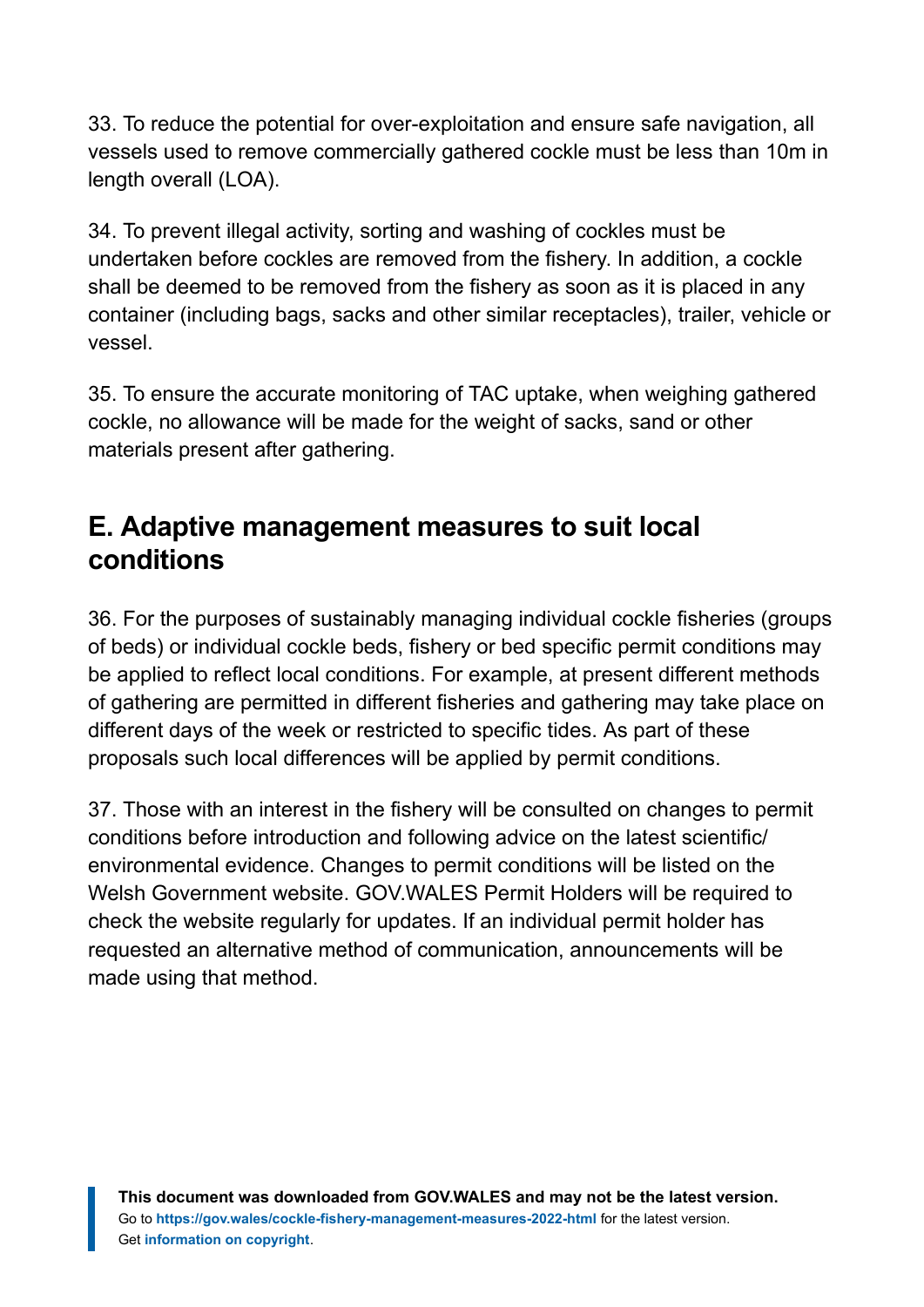33. To reduce the potential for over-exploitation and ensure safe navigation, all vessels used to remove commercially gathered cockle must be less than 10m in length overall (LOA).

34. To prevent illegal activity, sorting and washing of cockles must be undertaken before cockles are removed from the fishery. In addition, a cockle shall be deemed to be removed from the fishery as soon as it is placed in any container (including bags, sacks and other similar receptacles), trailer, vehicle or vessel.

35. To ensure the accurate monitoring of TAC uptake, when weighing gathered cockle, no allowance will be made for the weight of sacks, sand or other materials present after gathering.

## E. Adaptive management measures to suit local conditions

36. For the purposes of sustainably managing individual cockle fisheries (groups of beds) or individual cockle beds, fishery or bed specific permit conditions may be applied to reflect local conditions. For example, at present different methods of gathering are permitted in different fisheries and gathering may take place on different days of the week or restricted to specific tides. As part of these proposals such local differences will be applied by permit conditions.

37. Those with an interest in the fishery will be consulted on changes to permit conditions before introduction and following advice on the latest scientific/ environmental evidence. Changes to permit conditions will be listed on the Welsh Government website. GOV.WALES Permit Holders will be required to check the website regularly for updates. If an individual permit holder has requested an alternative method of communication, announcements will be made using that method.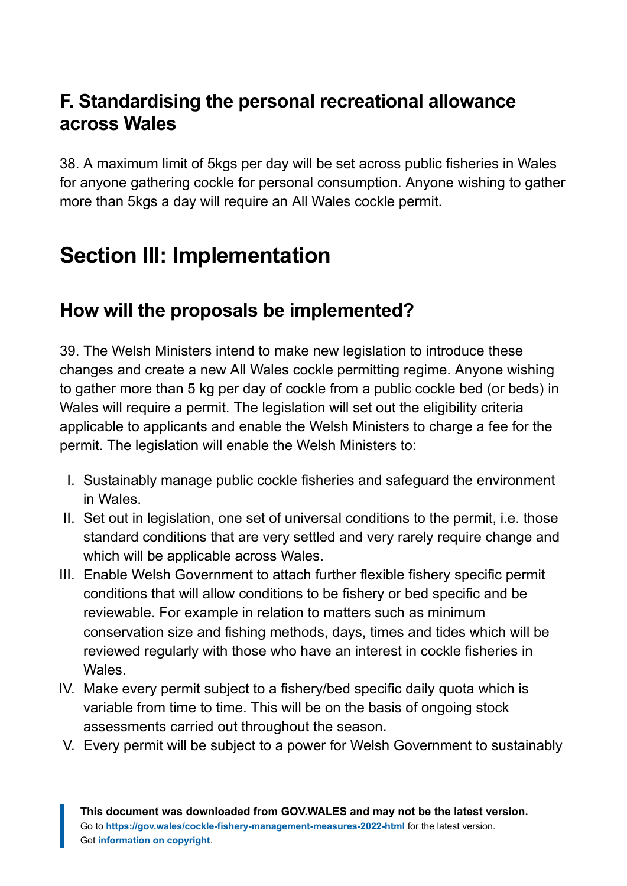## F. Standardising the personal recreational allowance across Wales

38. A maximum limit of 5kgs per day will be set across public fisheries in Wales for anyone gathering cockle for personal consumption. Anyone wishing to gather more than 5kgs a day will require an All Wales cockle permit.

# Section III: Implementation

## How will the proposals be implemented?

39. The Welsh Ministers intend to make new legislation to introduce these changes and create a new All Wales cockle permitting regime. Anyone wishing to gather more than 5 kg per day of cockle from a public cockle bed (or beds) in Wales will require a permit. The legislation will set out the eligibility criteria applicable to applicants and enable the Welsh Ministers to charge a fee for the permit. The legislation will enable the Welsh Ministers to:

I. Sustainably manage public cockle fisheries and safeguard the environment in Wales.
II. Set out in legislation, one set of universal conditions to the permit, i.e. those standard conditions that are very settled and very rarely require change and which will be applicable across Wales.
III. Enable Welsh Government to attach further flexible fishery specific permit conditions that will allow conditions to be fishery or bed specific and be reviewable. For example in relation to matters such as minimum conservation size and fishing methods, days, times and tides which will be reviewed regularly with those who have an interest in cockle fisheries in Wales.
IV. Make every permit subject to a fishery/bed specific daily quota which is variable from time to time. This will be on the basis of ongoing stock assessments carried out throughout the season.
V. Every permit will be subject to a power for Welsh Government to sustainably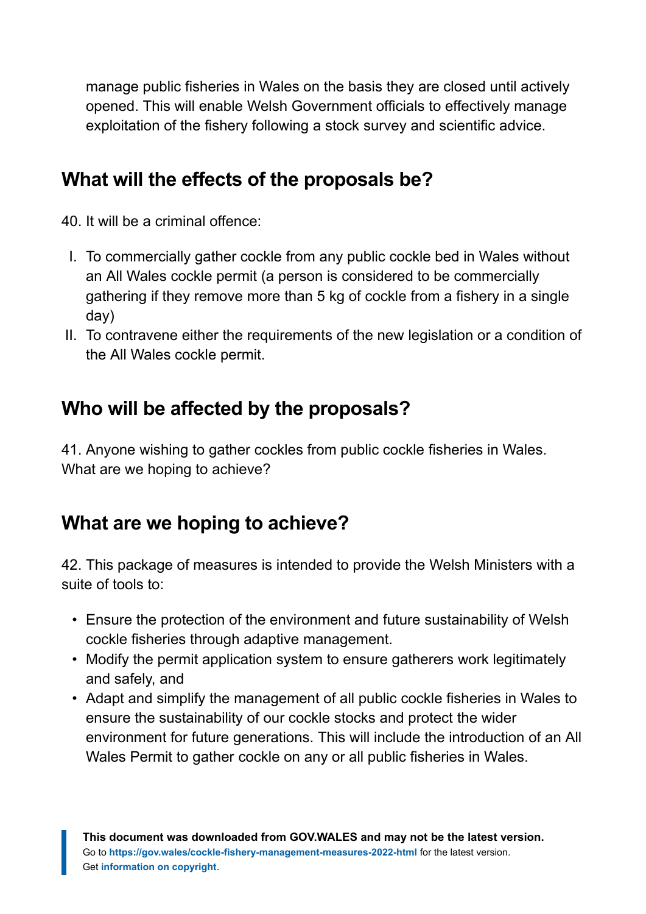manage public fisheries in Wales on the basis they are closed until actively opened. This will enable Welsh Government officials to effectively manage exploitation of the fishery following a stock survey and scientific advice.

## What will the effects of the proposals be?

40. It will be a criminal offence:

I. To commercially gather cockle from any public cockle bed in Wales without an All Wales cockle permit (a person is considered to be commercially gathering if they remove more than 5 kg of cockle from a fishery in a single day)
II. To contravene either the requirements of the new legislation or a condition of the All Wales cockle permit.

## Who will be affected by the proposals?

41. Anyone wishing to gather cockles from public cockle fisheries in Wales.
What are we hoping to achieve?

## What are we hoping to achieve?

42. This package of measures is intended to provide the Welsh Ministers with a suite of tools to:

- Ensure the protection of the environment and future sustainability of Welsh cockle fisheries through adaptive management.
- Modify the permit application system to ensure gatherers work legitimately and safely, and
- Adapt and simplify the management of all public cockle fisheries in Wales to ensure the sustainability of our cockle stocks and protect the wider environment for future generations. This will include the introduction of an All Wales Permit to gather cockle on any or all public fisheries in Wales.

**This document was downloaded from GOV.WALES and may not be the latest version.**
Go to **https://gov.wales/cockle-fishery-management-measures-2022-html** for the latest version.
Get **information on copyright**.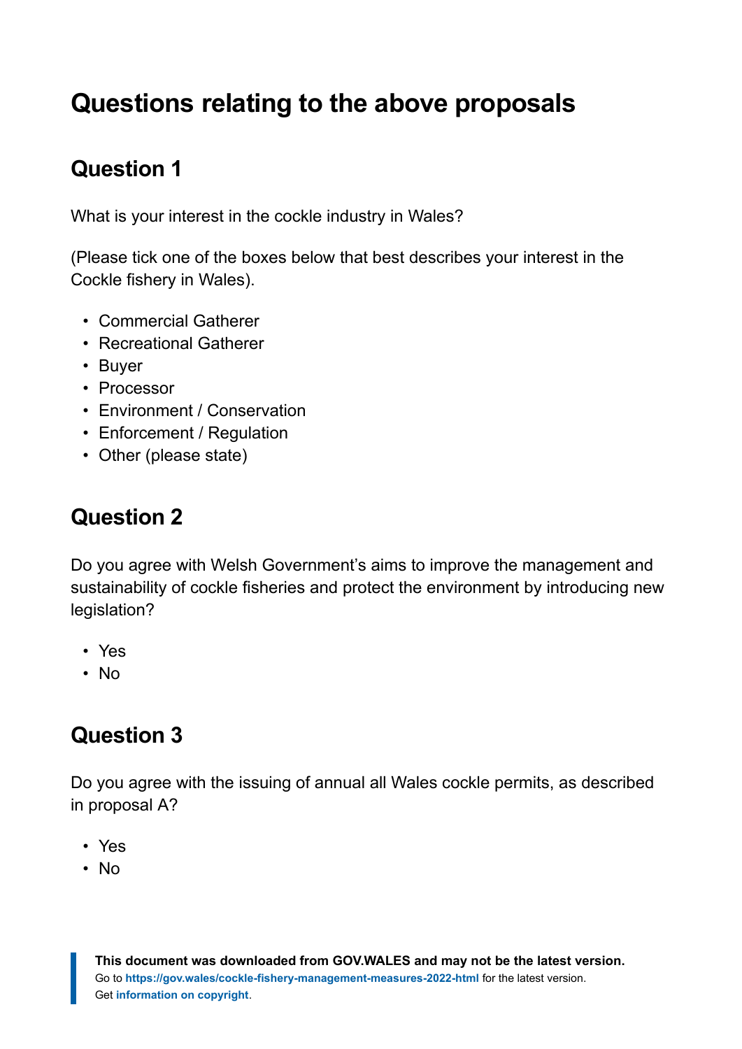## Questions relating to the above proposals

### Question 1

What is your interest in the cockle industry in Wales?

(Please tick one of the boxes below that best describes your interest in the Cockle fishery in Wales).

- Commercial Gatherer
- Recreational Gatherer
- Buyer
- Processor
- Environment / Conservation
- Enforcement / Regulation
- Other (please state)

### Question 2

Do you agree with Welsh Government's aims to improve the management and sustainability of cockle fisheries and protect the environment by introducing new legislation?

- Yes
- No

### Question 3

Do you agree with the issuing of annual all Wales cockle permits, as described in proposal A?

- Yes
- No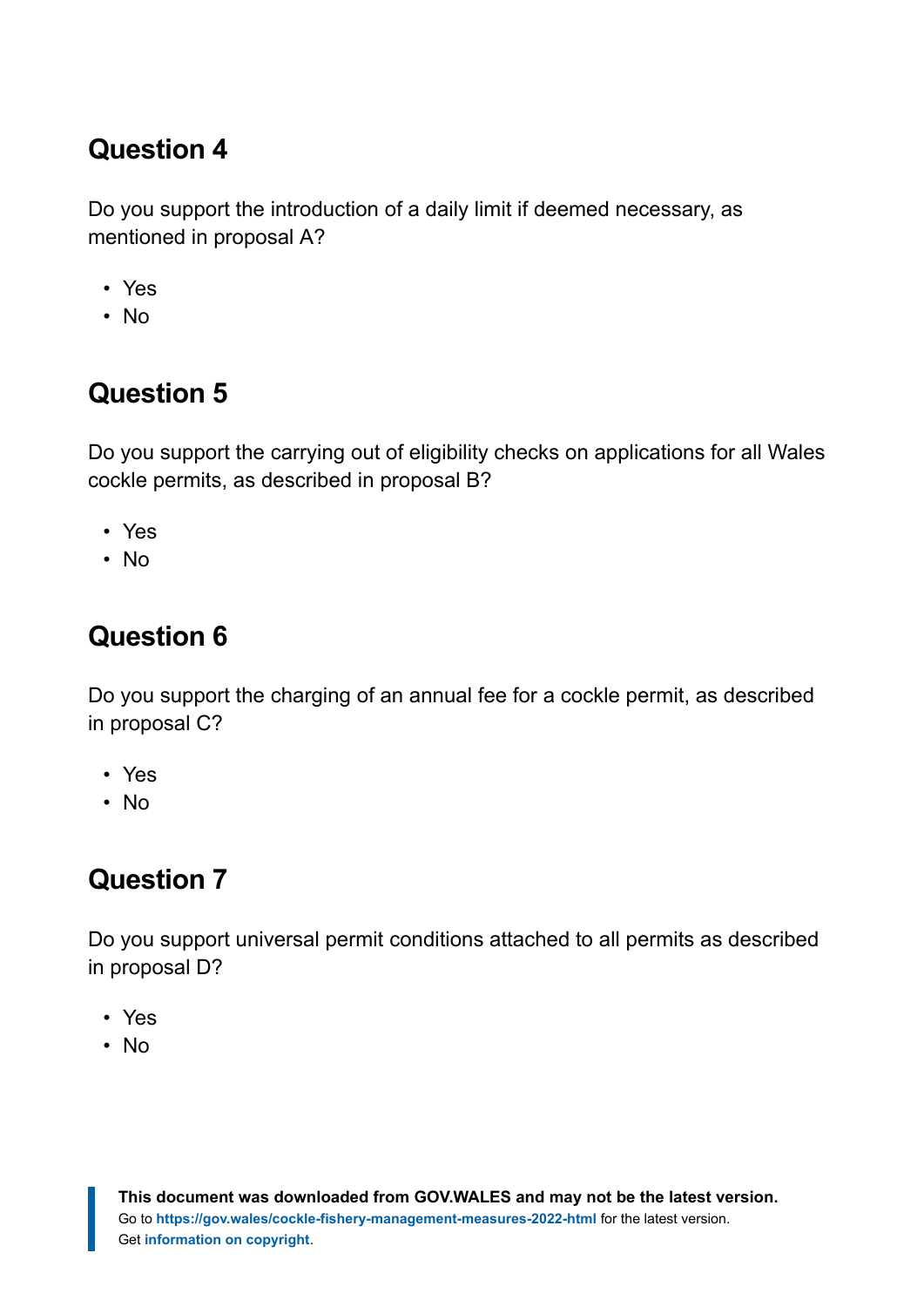## Question 4

Do you support the introduction of a daily limit if deemed necessary, as mentioned in proposal A?

- Yes
- No

## Question 5

Do you support the carrying out of eligibility checks on applications for all Wales cockle permits, as described in proposal B?

- Yes
- No

## Question 6

Do you support the charging of an annual fee for a cockle permit, as described in proposal C?

- Yes
- No

## Question 7

Do you support universal permit conditions attached to all permits as described in proposal D?

- Yes
- No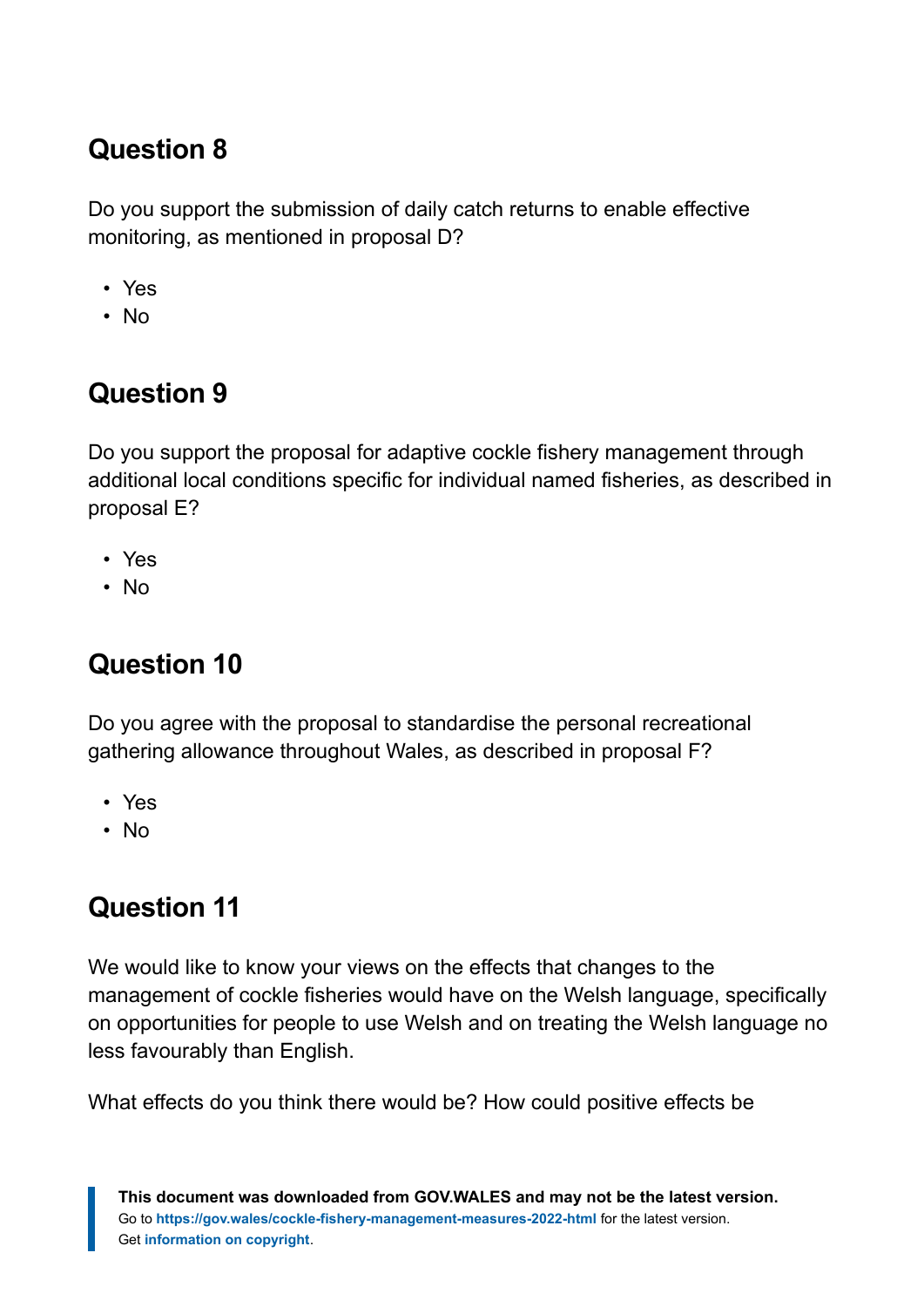## Question 8

Do you support the submission of daily catch returns to enable effective monitoring, as mentioned in proposal D?

- Yes
- No

## Question 9

Do you support the proposal for adaptive cockle fishery management through additional local conditions specific for individual named fisheries, as described in proposal E?

- Yes
- No

## Question 10

Do you agree with the proposal to standardise the personal recreational gathering allowance throughout Wales, as described in proposal F?

- Yes
- No

## Question 11

We would like to know your views on the effects that changes to the management of cockle fisheries would have on the Welsh language, specifically on opportunities for people to use Welsh and on treating the Welsh language no less favourably than English.

What effects do you think there would be? How could positive effects be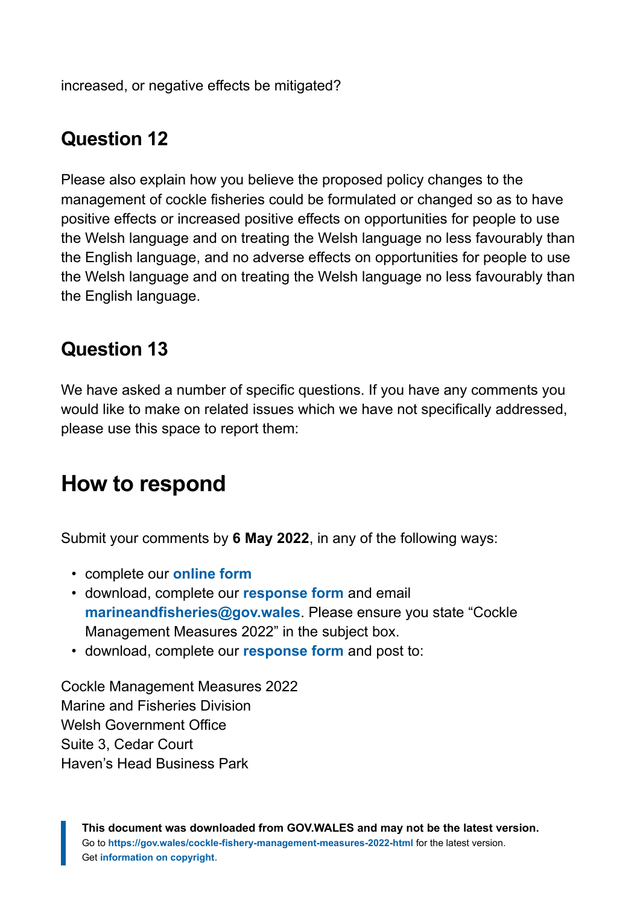increased, or negative effects be mitigated?

## Question 12

Please also explain how you believe the proposed policy changes to the management of cockle fisheries could be formulated or changed so as to have positive effects or increased positive effects on opportunities for people to use the Welsh language and on treating the Welsh language no less favourably than the English language, and no adverse effects on opportunities for people to use the Welsh language and on treating the Welsh language no less favourably than the English language.

## Question 13

We have asked a number of specific questions. If you have any comments you would like to make on related issues which we have not specifically addressed, please use this space to report them:

# How to respond

Submit your comments by **6 May 2022**, in any of the following ways:

- complete our **online form**
- download, complete our **response form** and email **marineandfisheries@gov.wales**. Please ensure you state "Cockle Management Measures 2022" in the subject box.
- download, complete our **response form** and post to:

Cockle Management Measures 2022
Marine and Fisheries Division
Welsh Government Office
Suite 3, Cedar Court
Haven's Head Business Park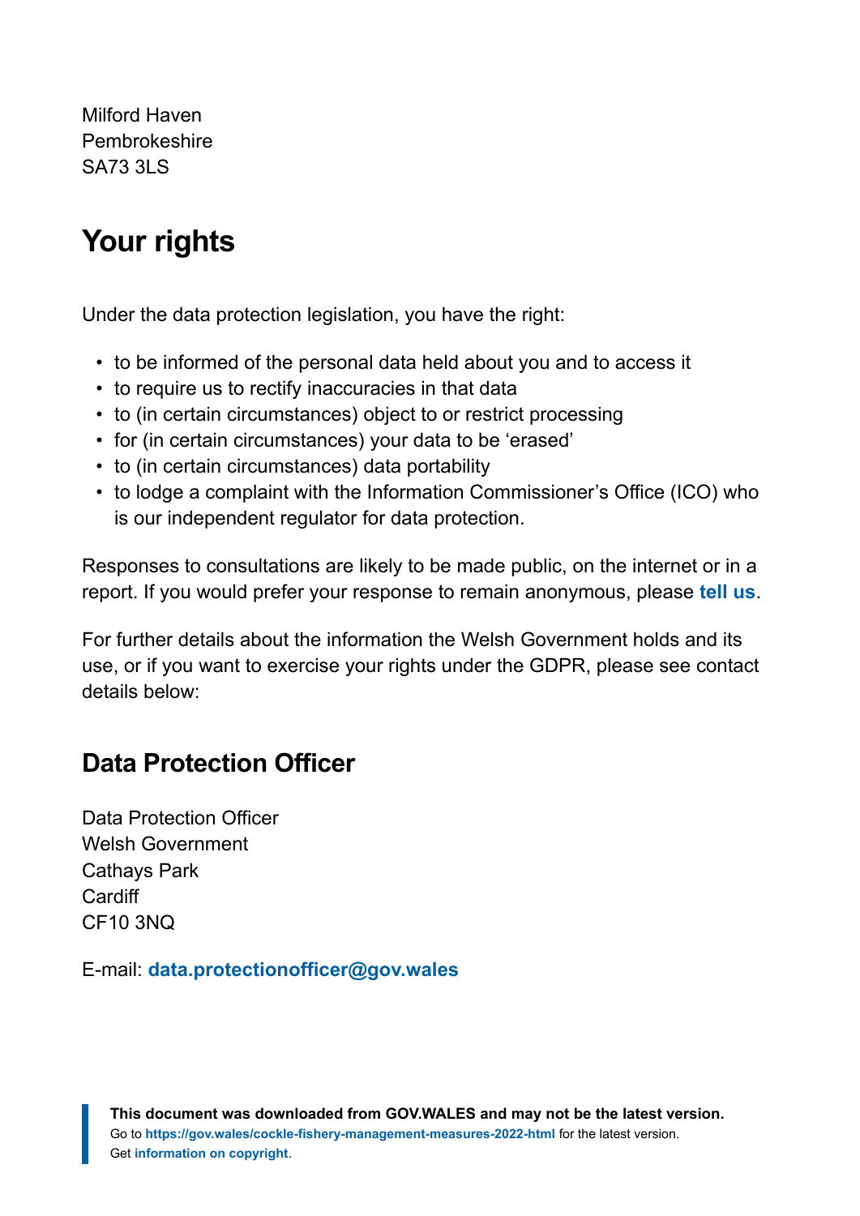Milford Haven
Pembrokeshire
SA73 3LS

## Your rights

Under the data protection legislation, you have the right:

- to be informed of the personal data held about you and to access it
- to require us to rectify inaccuracies in that data
- to (in certain circumstances) object to or restrict processing
- for (in certain circumstances) your data to be 'erased'
- to (in certain circumstances) data portability
- to lodge a complaint with the Information Commissioner's Office (ICO) who is our independent regulator for data protection.

Responses to consultations are likely to be made public, on the internet or in a report. If you would prefer your response to remain anonymous, please **tell us**.

For further details about the information the Welsh Government holds and its use, or if you want to exercise your rights under the GDPR, please see contact details below:

## Data Protection Officer

Data Protection Officer
Welsh Government
Cathays Park
Cardiff
CF10 3NQ

E-mail: **data.protectionofficer@gov.wales**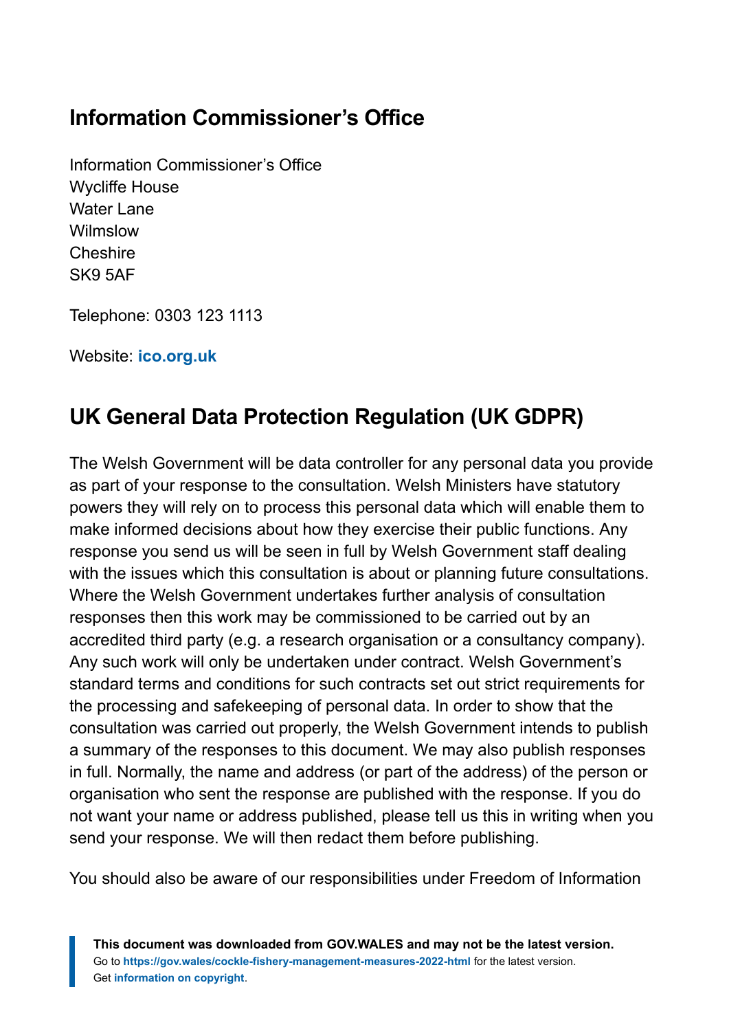## Information Commissioner's Office

Information Commissioner's Office
Wycliffe House
Water Lane
Wilmslow
Cheshire
SK9 5AF

Telephone: 0303 123 1113

Website: **ico.org.uk**

## UK General Data Protection Regulation (UK GDPR)

The Welsh Government will be data controller for any personal data you provide as part of your response to the consultation. Welsh Ministers have statutory powers they will rely on to process this personal data which will enable them to make informed decisions about how they exercise their public functions. Any response you send us will be seen in full by Welsh Government staff dealing with the issues which this consultation is about or planning future consultations. Where the Welsh Government undertakes further analysis of consultation responses then this work may be commissioned to be carried out by an accredited third party (e.g. a research organisation or a consultancy company). Any such work will only be undertaken under contract. Welsh Government's standard terms and conditions for such contracts set out strict requirements for the processing and safekeeping of personal data. In order to show that the consultation was carried out properly, the Welsh Government intends to publish a summary of the responses to this document. We may also publish responses in full. Normally, the name and address (or part of the address) of the person or organisation who sent the response are published with the response. If you do not want your name or address published, please tell us this in writing when you send your response. We will then redact them before publishing.

You should also be aware of our responsibilities under Freedom of Information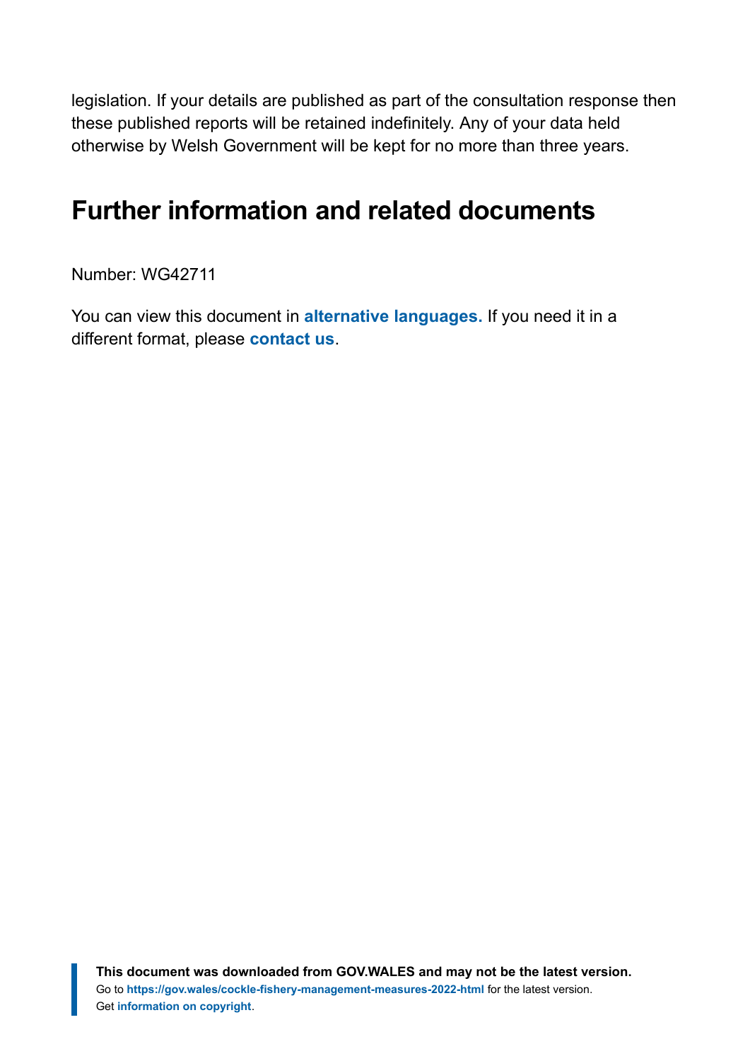legislation. If your details are published as part of the consultation response then these published reports will be retained indefinitely. Any of your data held otherwise by Welsh Government will be kept for no more than three years.

## Further information and related documents

Number: WG42711

You can view this document in **alternative languages.** If you need it in a different format, please **contact us**.

**This document was downloaded from GOV.WALES and may not be the latest version.**
Go to **https://gov.wales/cockle-fishery-management-measures-2022-html** for the latest version.
Get **information on copyright**.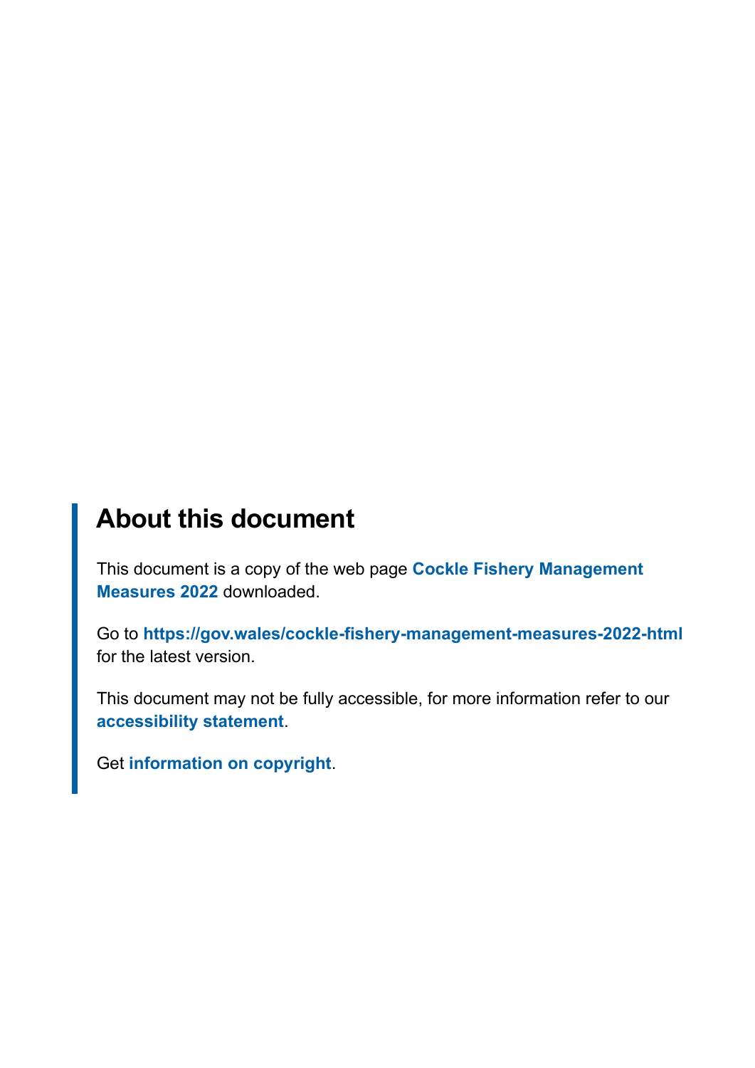## About this document

This document is a copy of the web page **Cockle Fishery Management Measures 2022** downloaded.

Go to **https://gov.wales/cockle-fishery-management-measures-2022-html** for the latest version.

This document may not be fully accessible, for more information refer to our **accessibility statement**.

Get **information on copyright**.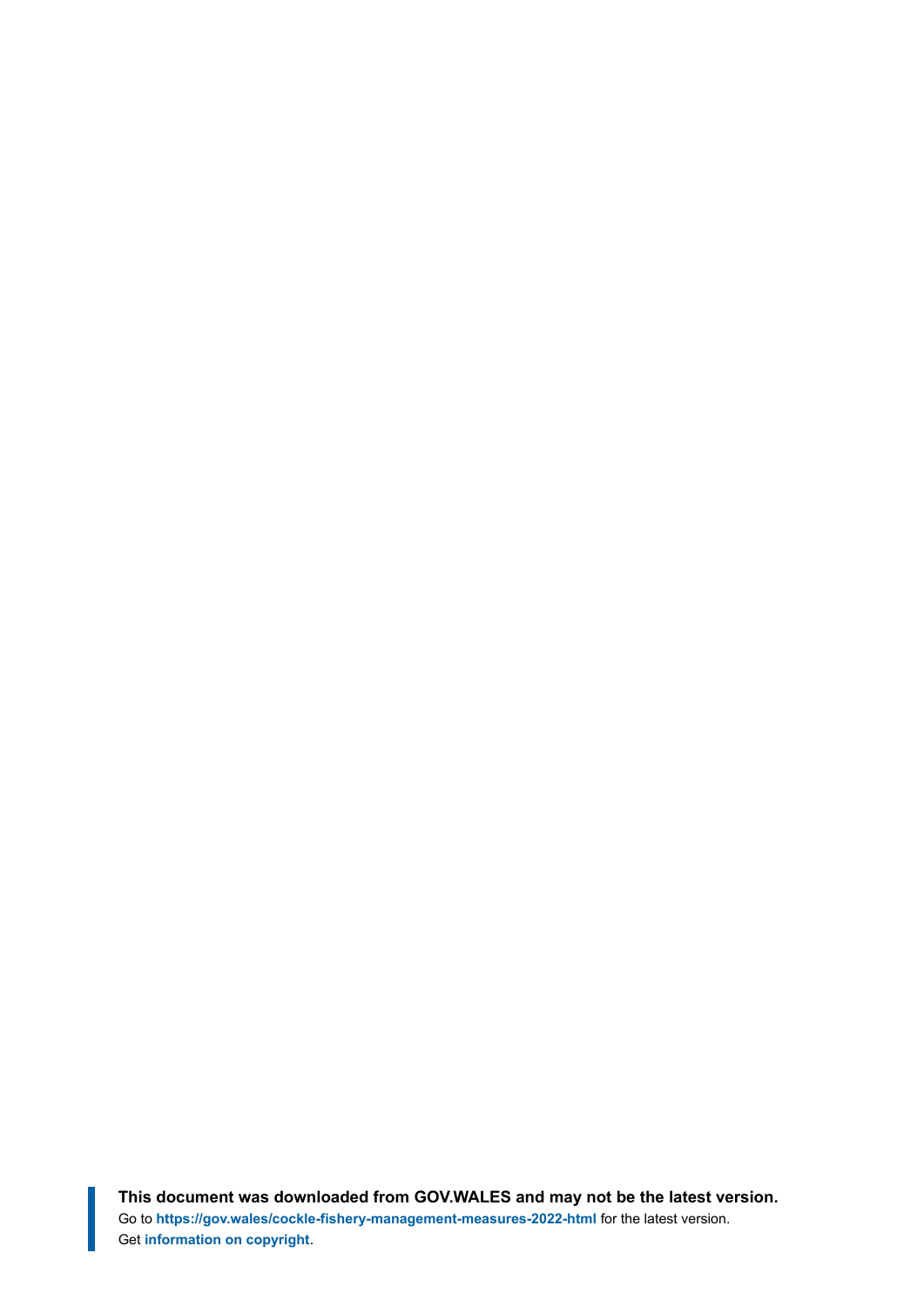**This document was downloaded from GOV.WALES and may not be the latest version.**
Go to **https://gov.wales/cockle-fishery-management-measures-2022-html** for the latest version.
Get **information on copyright**.